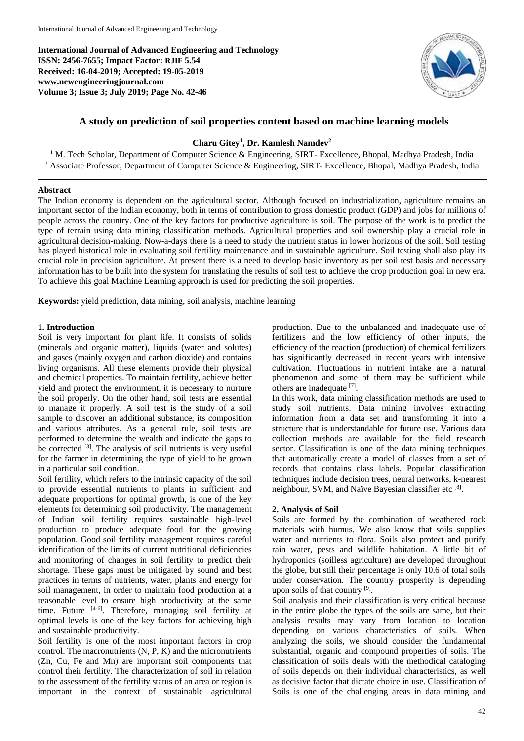**International Journal of Advanced Engineering and Technology**
**ISSN: 2456-7655; Impact Factor: RJIF 5.54**
**Received: 16-04-2019; Accepted: 19-05-2019**
**www.newengineeringjournal.com**
**Volume 3; Issue 3; July 2019; Page No. 42-46**

# A study on prediction of soil properties content based on machine learning models

**Charu Gitey[1], Dr. Kamlesh Namdev[2]**

[1] M. Tech Scholar, Department of Computer Science & Engineering, SIRT- Excellence, Bhopal, Madhya Pradesh, India
[2] Associate Professor, Department of Computer Science & Engineering, SIRT- Excellence, Bhopal, Madhya Pradesh, India

## Abstract

The Indian economy is dependent on the agricultural sector. Although focused on industrialization, agriculture remains an important sector of the Indian economy, both in terms of contribution to gross domestic product (GDP) and jobs for millions of people across the country. One of the key factors for productive agriculture is soil. The purpose of the work is to predict the type of terrain using data mining classification methods. Agricultural properties and soil ownership play a crucial role in agricultural decision-making. Now-a-days there is a need to study the nutrient status in lower horizons of the soil. Soil testing has played historical role in evaluating soil fertility maintenance and in sustainable agriculture. Soil testing shall also play its crucial role in precision agriculture. At present there is a need to develop basic inventory as per soil test basis and necessary information has to be built into the system for translating the results of soil test to achieve the crop production goal in new era. To achieve this goal Machine Learning approach is used for predicting the soil properties.

**Keywords:** yield prediction, data mining, soil analysis, machine learning

## 1. Introduction

Soil is very important for plant life. It consists of solids (minerals and organic matter), liquids (water and solutes) and gases (mainly oxygen and carbon dioxide) and contains living organisms. All these elements provide their physical and chemical properties. To maintain fertility, achieve better yield and protect the environment, it is necessary to nurture the soil properly. On the other hand, soil tests are essential to manage it properly. A soil test is the study of a soil sample to discover an additional substance, its composition and various attributes. As a general rule, soil tests are performed to determine the wealth and indicate the gaps to be corrected [3]. The analysis of soil nutrients is very useful for the farmer in determining the type of yield to be grown in a particular soil condition.

Soil fertility, which refers to the intrinsic capacity of the soil to provide essential nutrients to plants in sufficient and adequate proportions for optimal growth, is one of the key elements for determining soil productivity. The management of Indian soil fertility requires sustainable high-level production to produce adequate food for the growing population. Good soil fertility management requires careful identification of the limits of current nutritional deficiencies and monitoring of changes in soil fertility to predict their shortage. These gaps must be mitigated by sound and best practices in terms of nutrients, water, plants and energy for soil management, in order to maintain food production at a reasonable level to ensure high productivity at the same time. Future [4-6]. Therefore, managing soil fertility at optimal levels is one of the key factors for achieving high and sustainable productivity.

Soil fertility is one of the most important factors in crop control. The macronutrients (N, P, K) and the micronutrients (Zn, Cu, Fe and Mn) are important soil components that control their fertility. The characterization of soil in relation to the assessment of the fertility status of an area or region is important in the context of sustainable agricultural production. Due to the unbalanced and inadequate use of fertilizers and the low efficiency of other inputs, the efficiency of the reaction (production) of chemical fertilizers has significantly decreased in recent years with intensive cultivation. Fluctuations in nutrient intake are a natural phenomenon and some of them may be sufficient while others are inadequate [7].

In this work, data mining classification methods are used to study soil nutrients. Data mining involves extracting information from a data set and transforming it into a structure that is understandable for future use. Various data collection methods are available for the field research sector. Classification is one of the data mining techniques that automatically create a model of classes from a set of records that contains class labels. Popular classification techniques include decision trees, neural networks, k-nearest neighbour, SVM, and Naïve Bayesian classifier etc [8].

## 2. Analysis of Soil

Soils are formed by the combination of weathered rock materials with humus. We also know that soils supplies water and nutrients to flora. Soils also protect and purify rain water, pests and wildlife habitation. A little bit of hydroponics (soilless agriculture) are developed throughout the globe, but still their percentage is only 10.6 of total soils under conservation. The country prosperity is depending upon soils of that country [9].

Soil analysis and their classification is very critical because in the entire globe the types of the soils are same, but their analysis results may vary from location to location depending on various characteristics of soils. When analyzing the soils, we should consider the fundamental substantial, organic and compound properties of soils. The classification of soils deals with the methodical cataloging of soils depends on their individual characteristics, as well as decisive factor that dictate choice in use. Classification of Soils is one of the challenging areas in data mining and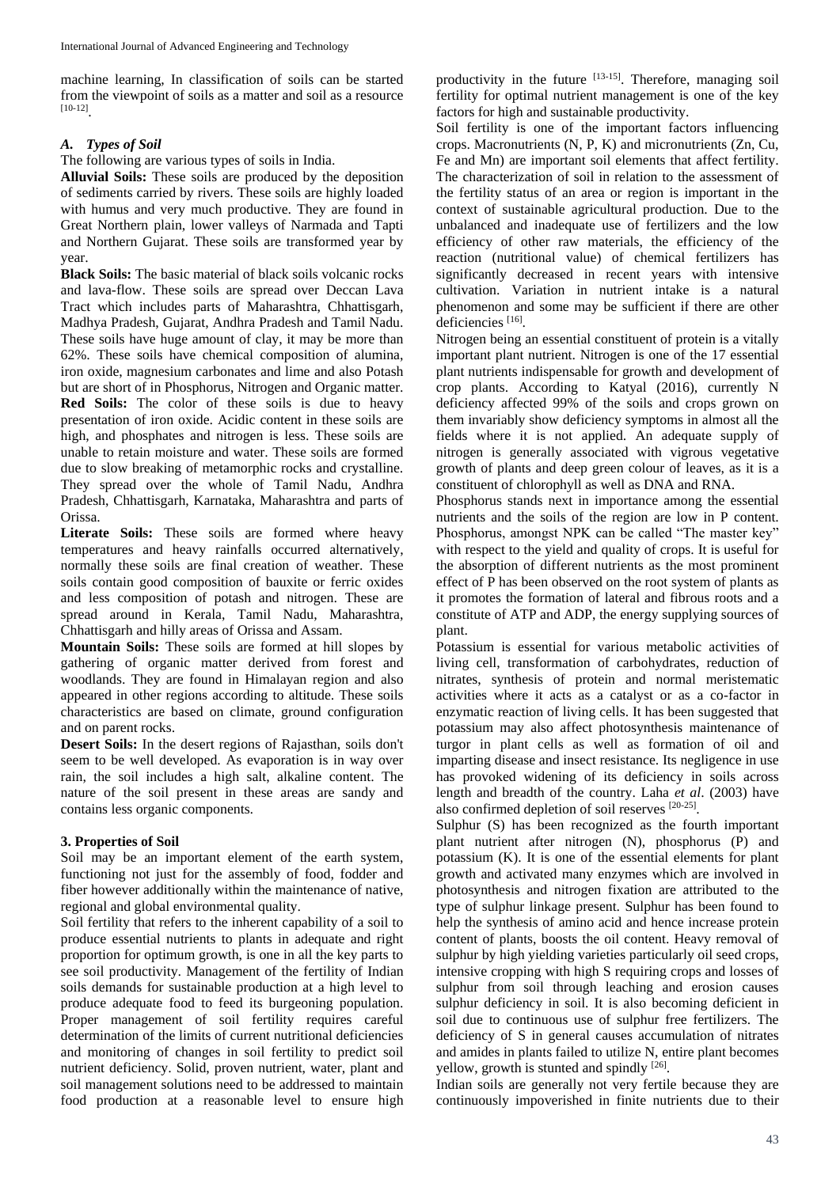machine learning, In classification of soils can be started from the viewpoint of soils as a matter and soil as a resource [10-12].

### *A. Types of Soil*

The following are various types of soils in India.

**Alluvial Soils:** These soils are produced by the deposition of sediments carried by rivers. These soils are highly loaded with humus and very much productive. They are found in Great Northern plain, lower valleys of Narmada and Tapti and Northern Gujarat. These soils are transformed year by year.

**Black Soils:** The basic material of black soils volcanic rocks and lava-flow. These soils are spread over Deccan Lava Tract which includes parts of Maharashtra, Chhattisgarh, Madhya Pradesh, Gujarat, Andhra Pradesh and Tamil Nadu. These soils have huge amount of clay, it may be more than 62%. These soils have chemical composition of alumina, iron oxide, magnesium carbonates and lime and also Potash but are short of in Phosphorus, Nitrogen and Organic matter.

**Red Soils:** The color of these soils is due to heavy presentation of iron oxide. Acidic content in these soils are high, and phosphates and nitrogen is less. These soils are unable to retain moisture and water. These soils are formed due to slow breaking of metamorphic rocks and crystalline. They spread over the whole of Tamil Nadu, Andhra Pradesh, Chhattisgarh, Karnataka, Maharashtra and parts of Orissa.

**Literate Soils:** These soils are formed where heavy temperatures and heavy rainfalls occurred alternatively, normally these soils are final creation of weather. These soils contain good composition of bauxite or ferric oxides and less composition of potash and nitrogen. These are spread around in Kerala, Tamil Nadu, Maharashtra, Chhattisgarh and hilly areas of Orissa and Assam.

**Mountain Soils:** These soils are formed at hill slopes by gathering of organic matter derived from forest and woodlands. They are found in Himalayan region and also appeared in other regions according to altitude. These soils characteristics are based on climate, ground configuration and on parent rocks.

**Desert Soils:** In the desert regions of Rajasthan, soils don't seem to be well developed. As evaporation is in way over rain, the soil includes a high salt, alkaline content. The nature of the soil present in these areas are sandy and contains less organic components.

## 3. Properties of Soil

Soil may be an important element of the earth system, functioning not just for the assembly of food, fodder and fiber however additionally within the maintenance of native, regional and global environmental quality.

Soil fertility that refers to the inherent capability of a soil to produce essential nutrients to plants in adequate and right proportion for optimum growth, is one in all the key parts to see soil productivity. Management of the fertility of Indian soils demands for sustainable production at a high level to produce adequate food to feed its burgeoning population. Proper management of soil fertility requires careful determination of the limits of current nutritional deficiencies and monitoring of changes in soil fertility to predict soil nutrient deficiency. Solid, proven nutrient, water, plant and soil management solutions need to be addressed to maintain food production at a reasonable level to ensure high productivity in the future [13-15]. Therefore, managing soil fertility for optimal nutrient management is one of the key factors for high and sustainable productivity.

Soil fertility is one of the important factors influencing crops. Macronutrients (N, P, K) and micronutrients (Zn, Cu, Fe and Mn) are important soil elements that affect fertility. The characterization of soil in relation to the assessment of the fertility status of an area or region is important in the context of sustainable agricultural production. Due to the unbalanced and inadequate use of fertilizers and the low efficiency of other raw materials, the efficiency of the reaction (nutritional value) of chemical fertilizers has significantly decreased in recent years with intensive cultivation. Variation in nutrient intake is a natural phenomenon and some may be sufficient if there are other deficiencies [16].

Nitrogen being an essential constituent of protein is a vitally important plant nutrient. Nitrogen is one of the 17 essential plant nutrients indispensable for growth and development of crop plants. According to Katyal (2016), currently N deficiency affected 99% of the soils and crops grown on them invariably show deficiency symptoms in almost all the fields where it is not applied. An adequate supply of nitrogen is generally associated with vigrous vegetative growth of plants and deep green colour of leaves, as it is a constituent of chlorophyll as well as DNA and RNA.

Phosphorus stands next in importance among the essential nutrients and the soils of the region are low in P content. Phosphorus, amongst NPK can be called "The master key" with respect to the yield and quality of crops. It is useful for the absorption of different nutrients as the most prominent effect of P has been observed on the root system of plants as it promotes the formation of lateral and fibrous roots and a constitute of ATP and ADP, the energy supplying sources of plant.

Potassium is essential for various metabolic activities of living cell, transformation of carbohydrates, reduction of nitrates, synthesis of protein and normal meristematic activities where it acts as a catalyst or as a co-factor in enzymatic reaction of living cells. It has been suggested that potassium may also affect photosynthesis maintenance of turgor in plant cells as well as formation of oil and imparting disease and insect resistance. Its negligence in use has provoked widening of its deficiency in soils across length and breadth of the country. Laha *et al*. (2003) have also confirmed depletion of soil reserves [20-25].

Sulphur (S) has been recognized as the fourth important plant nutrient after nitrogen (N), phosphorus (P) and potassium (K). It is one of the essential elements for plant growth and activated many enzymes which are involved in photosynthesis and nitrogen fixation are attributed to the type of sulphur linkage present. Sulphur has been found to help the synthesis of amino acid and hence increase protein content of plants, boosts the oil content. Heavy removal of sulphur by high yielding varieties particularly oil seed crops, intensive cropping with high S requiring crops and losses of sulphur from soil through leaching and erosion causes sulphur deficiency in soil. It is also becoming deficient in soil due to continuous use of sulphur free fertilizers. The deficiency of S in general causes accumulation of nitrates and amides in plants failed to utilize N, entire plant becomes yellow, growth is stunted and spindly [26].

Indian soils are generally not very fertile because they are continuously impoverished in finite nutrients due to their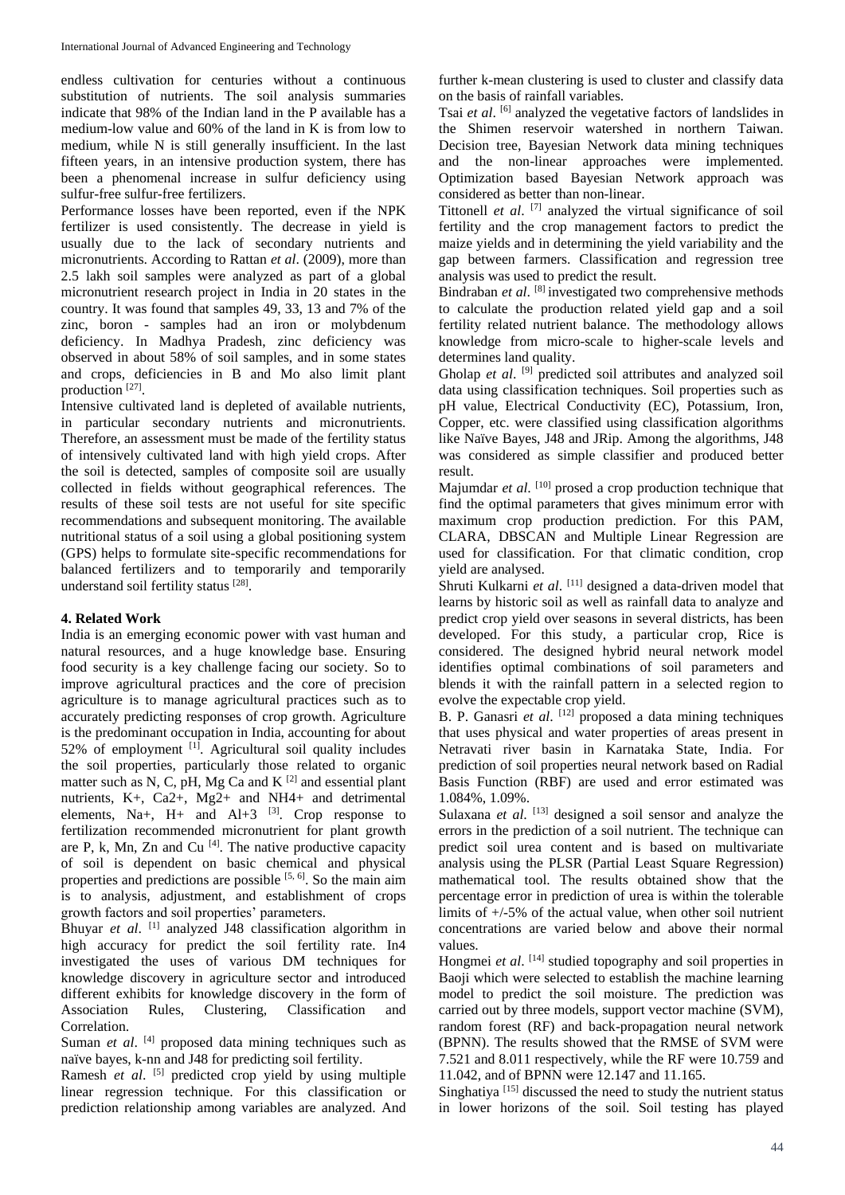endless cultivation for centuries without a continuous substitution of nutrients. The soil analysis summaries indicate that 98% of the Indian land in the P available has a medium-low value and 60% of the land in K is from low to medium, while N is still generally insufficient. In the last fifteen years, in an intensive production system, there has been a phenomenal increase in sulfur deficiency using sulfur-free sulfur-free fertilizers.

Performance losses have been reported, even if the NPK fertilizer is used consistently. The decrease in yield is usually due to the lack of secondary nutrients and micronutrients. According to Rattan *et al*. (2009), more than 2.5 lakh soil samples were analyzed as part of a global micronutrient research project in India in 20 states in the country. It was found that samples 49, 33, 13 and 7% of the zinc, boron - samples had an iron or molybdenum deficiency. In Madhya Pradesh, zinc deficiency was observed in about 58% of soil samples, and in some states and crops, deficiencies in B and Mo also limit plant production [27].

Intensive cultivated land is depleted of available nutrients, in particular secondary nutrients and micronutrients. Therefore, an assessment must be made of the fertility status of intensively cultivated land with high yield crops. After the soil is detected, samples of composite soil are usually collected in fields without geographical references. The results of these soil tests are not useful for site specific recommendations and subsequent monitoring. The available nutritional status of a soil using a global positioning system (GPS) helps to formulate site-specific recommendations for balanced fertilizers and to temporarily and temporarily understand soil fertility status [28].

**4. Related Work**

India is an emerging economic power with vast human and natural resources, and a huge knowledge base. Ensuring food security is a key challenge facing our society. So to improve agricultural practices and the core of precision agriculture is to manage agricultural practices such as to accurately predicting responses of crop growth. Agriculture is the predominant occupation in India, accounting for about 52% of employment [1]. Agricultural soil quality includes the soil properties, particularly those related to organic matter such as N, C, pH, Mg Ca and K [2] and essential plant nutrients, K+, Ca2+, Mg2+ and NH4+ and detrimental elements, Na+, H+ and Al+3 [3]. Crop response to fertilization recommended micronutrient for plant growth are P, k, Mn, Zn and Cu [4]. The native productive capacity of soil is dependent on basic chemical and physical properties and predictions are possible [5, 6]. So the main aim is to analysis, adjustment, and establishment of crops growth factors and soil properties' parameters.

Bhuyar *et al*. [1] analyzed J48 classification algorithm in high accuracy for predict the soil fertility rate. In4 investigated the uses of various DM techniques for knowledge discovery in agriculture sector and introduced different exhibits for knowledge discovery in the form of Association Rules, Clustering, Classification and Correlation.

Suman *et al*. [4] proposed data mining techniques such as naïve bayes, k-nn and J48 for predicting soil fertility.

Ramesh *et al*. [5] predicted crop yield by using multiple linear regression technique. For this classification or prediction relationship among variables are analyzed. And further k-mean clustering is used to cluster and classify data on the basis of rainfall variables.

Tsai *et al*. [6] analyzed the vegetative factors of landslides in the Shimen reservoir watershed in northern Taiwan. Decision tree, Bayesian Network data mining techniques and the non-linear approaches were implemented. Optimization based Bayesian Network approach was considered as better than non-linear.

Tittonell *et al*. [7] analyzed the virtual significance of soil fertility and the crop management factors to predict the maize yields and in determining the yield variability and the gap between farmers. Classification and regression tree analysis was used to predict the result.

Bindraban *et al*. [8] investigated two comprehensive methods to calculate the production related yield gap and a soil fertility related nutrient balance. The methodology allows knowledge from micro-scale to higher-scale levels and determines land quality.

Gholap *et al*. [9] predicted soil attributes and analyzed soil data using classification techniques. Soil properties such as pH value, Electrical Conductivity (EC), Potassium, Iron, Copper, etc. were classified using classification algorithms like Naïve Bayes, J48 and JRip. Among the algorithms, J48 was considered as simple classifier and produced better result.

Majumdar *et al*. [10] prosed a crop production technique that find the optimal parameters that gives minimum error with maximum crop production prediction. For this PAM, CLARA, DBSCAN and Multiple Linear Regression are used for classification. For that climatic condition, crop yield are analysed.

Shruti Kulkarni *et al*. [11] designed a data-driven model that learns by historic soil as well as rainfall data to analyze and predict crop yield over seasons in several districts, has been developed. For this study, a particular crop, Rice is considered. The designed hybrid neural network model identifies optimal combinations of soil parameters and blends it with the rainfall pattern in a selected region to evolve the expectable crop yield.

B. P. Ganasri *et al*. [12] proposed a data mining techniques that uses physical and water properties of areas present in Netravati river basin in Karnataka State, India. For prediction of soil properties neural network based on Radial Basis Function (RBF) are used and error estimated was 1.084%, 1.09%.

Sulaxana *et al*. [13] designed a soil sensor and analyze the errors in the prediction of a soil nutrient. The technique can predict soil urea content and is based on multivariate analysis using the PLSR (Partial Least Square Regression) mathematical tool. The results obtained show that the percentage error in prediction of urea is within the tolerable limits of +/-5% of the actual value, when other soil nutrient concentrations are varied below and above their normal values.

Hongmei *et al*. [14] studied topography and soil properties in Baoji which were selected to establish the machine learning model to predict the soil moisture. The prediction was carried out by three models, support vector machine (SVM), random forest (RF) and back-propagation neural network (BPNN). The results showed that the RMSE of SVM were 7.521 and 8.011 respectively, while the RF were 10.759 and 11.042, and of BPNN were 12.147 and 11.165.

Singhatiya [15] discussed the need to study the nutrient status in lower horizons of the soil. Soil testing has played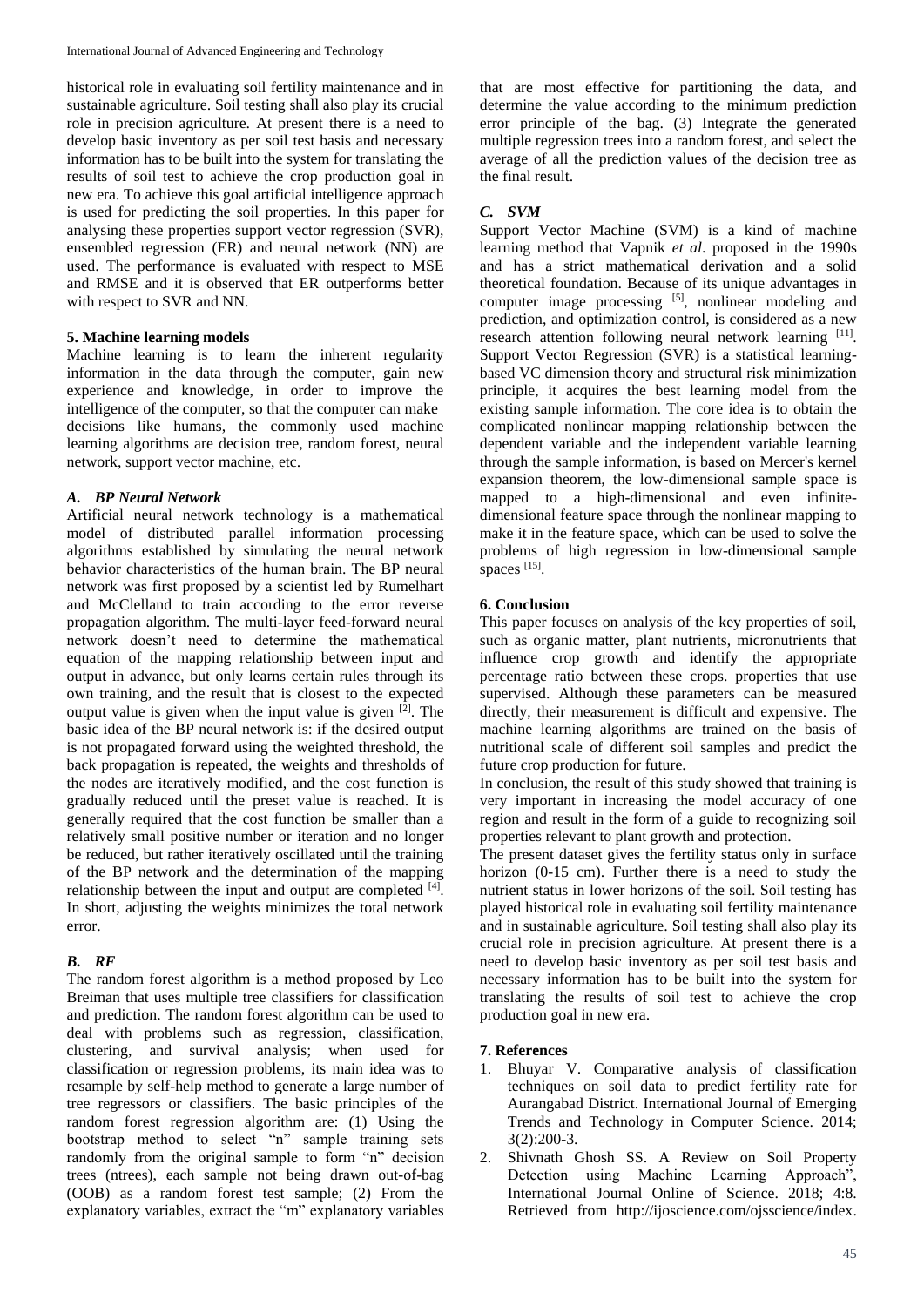historical role in evaluating soil fertility maintenance and in sustainable agriculture. Soil testing shall also play its crucial role in precision agriculture. At present there is a need to develop basic inventory as per soil test basis and necessary information has to be built into the system for translating the results of soil test to achieve the crop production goal in new era. To achieve this goal artificial intelligence approach is used for predicting the soil properties. In this paper for analysing these properties support vector regression (SVR), ensembled regression (ER) and neural network (NN) are used. The performance is evaluated with respect to MSE and RMSE and it is observed that ER outperforms better with respect to SVR and NN.

## 5. Machine learning models

Machine learning is to learn the inherent regularity information in the data through the computer, gain new experience and knowledge, in order to improve the intelligence of the computer, so that the computer can make decisions like humans, the commonly used machine learning algorithms are decision tree, random forest, neural network, support vector machine, etc.

### *A. BP Neural Network*

Artificial neural network technology is a mathematical model of distributed parallel information processing algorithms established by simulating the neural network behavior characteristics of the human brain. The BP neural network was first proposed by a scientist led by Rumelhart and McClelland to train according to the error reverse propagation algorithm. The multi-layer feed-forward neural network doesn't need to determine the mathematical equation of the mapping relationship between input and output in advance, but only learns certain rules through its own training, and the result that is closest to the expected output value is given when the input value is given [2]. The basic idea of the BP neural network is: if the desired output is not propagated forward using the weighted threshold, the back propagation is repeated, the weights and thresholds of the nodes are iteratively modified, and the cost function is gradually reduced until the preset value is reached. It is generally required that the cost function smaller than a relatively small positive number or iteration and no longer be reduced, but rather iteratively oscillated until the training of the BP network and the determination of the mapping relationship between the input and output are completed [4]. In short, adjusting the weights minimizes the total network error.

### *B. RF*

The random forest algorithm is a method proposed by Leo Breiman that uses multiple tree classifiers for classification and prediction. The random forest algorithm can be used to deal with problems such as regression, classification, clustering, and survival analysis; when used for classification or regression problems, its main idea was to resample by self-help method to generate a large number of tree regressors or classifiers. The basic principles of the random forest regression algorithm are: (1) Using the bootstrap method to select "n" sample training sets randomly from the original sample to form "n" decision trees (ntrees), each sample not being drawn out-of-bag (OOB) as a random forest test sample; (2) From the explanatory variables, extract the "m" explanatory variables that are most effective for partitioning the data, and determine the value according to the minimum prediction error principle of the bag. (3) Integrate the generated multiple regression trees into a random forest, and select the average of all the prediction values of the decision tree as the final result.

### *C. SVM*

Support Vector Machine (SVM) is a kind of machine learning method that Vapnik *et al*. proposed in the 1990s and has a strict mathematical derivation and a solid theoretical foundation. Because of its unique advantages in computer image processing [5], nonlinear modeling and prediction, and optimization control, is considered as a new research attention following neural network learning [11]. Support Vector Regression (SVR) is a statistical learning-based VC dimension theory and structural risk minimization principle, it acquires the best learning model from the existing sample information. The core idea is to obtain the complicated nonlinear mapping relationship between the dependent variable and the independent variable learning through the sample information, is based on Mercer's kernel expansion theorem, the low-dimensional sample space is mapped to a high-dimensional and even infinite-dimensional feature space through the nonlinear mapping to make it in the feature space, which can be used to solve the problems of high regression in low-dimensional sample spaces [15].

## 6. Conclusion

This paper focuses on analysis of the key properties of soil, such as organic matter, plant nutrients, micronutrients that influence crop growth and identify the appropriate percentage ratio between these crops. properties that use supervised. Although these parameters can be measured directly, their measurement is difficult and expensive. The machine learning algorithms are trained on the basis of nutritional scale of different soil samples and predict the future crop production for future.

In conclusion, the result of this study showed that training is very important in increasing the model accuracy of one region and result in the form of a guide to recognizing soil properties relevant to plant growth and protection.

The present dataset gives the fertility status only in surface horizon (0-15 cm). Further there is a need to study the nutrient status in lower horizons of the soil. Soil testing has played historical role in evaluating soil fertility maintenance and in sustainable agriculture. Soil testing shall also play its crucial role in precision agriculture. At present there is a need to develop basic inventory as per soil test basis and necessary information has to be built into the system for translating the results of soil test to achieve the crop production goal in new era.

## 7. References

1. Bhuyar V. Comparative analysis of classification techniques on soil data to predict fertility rate for Aurangabad District. International Journal of Emerging Trends and Technology in Computer Science. 2014; 3(2):200-3.
2. Shivnath Ghosh SS. A Review on Soil Property Detection using Machine Learning Approach", International Journal Online of Science. 2018; 4:8. Retrieved from http://ijoscience.com/ojsscience/index.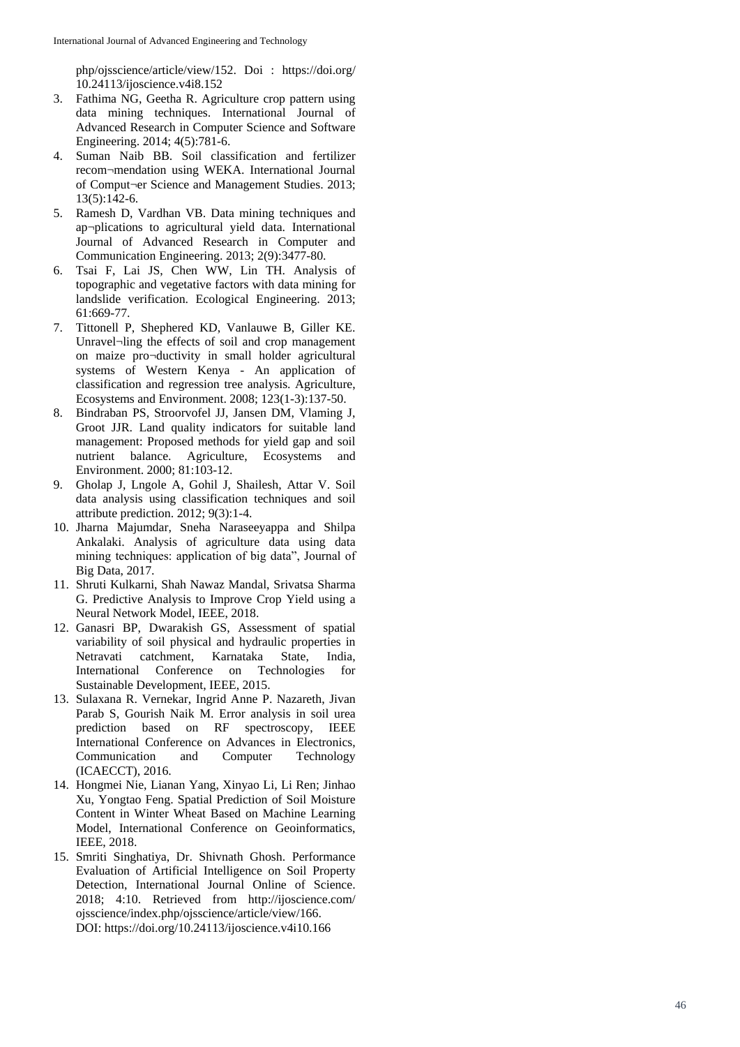php/ojsscience/article/view/152. Doi : https://doi.org/10.24113/ijoscience.v4i8.152

3. Fathima NG, Geetha R. Agriculture crop pattern using data mining techniques. International Journal of Advanced Research in Computer Science and Software Engineering. 2014; 4(5):781-6.
4. Suman Naib BB. Soil classification and fertilizer recom¬mendation using WEKA. International Journal of Comput¬er Science and Management Studies. 2013; 13(5):142-6.
5. Ramesh D, Vardhan VB. Data mining techniques and ap¬plications to agricultural yield data. International Journal of Advanced Research in Computer and Communication Engineering. 2013; 2(9):3477-80.
6. Tsai F, Lai JS, Chen WW, Lin TH. Analysis of topographic and vegetative factors with data mining for landslide verification. Ecological Engineering. 2013; 61:669-77.
7. Tittonell P, Shephered KD, Vanlauwe B, Giller KE. Unravel¬ling the effects of soil and crop management on maize pro¬ductivity in small holder agricultural systems of Western Kenya - An application of classification and regression tree analysis. Agriculture, Ecosystems and Environment. 2008; 123(1-3):137-50.
8. Bindraban PS, Stroorvofel JJ, Jansen DM, Vlaming J, Groot JJR. Land quality indicators for suitable land management: Proposed methods for yield gap and soil nutrient balance. Agriculture, Ecosystems and Environment. 2000; 81:103-12.
9. Gholap J, Lngole A, Gohil J, Shailesh, Attar V. Soil data analysis using classification techniques and soil attribute prediction. 2012; 9(3):1-4.
10. Jharna Majumdar, Sneha Naraseeyappa and Shilpa Ankalaki. Analysis of agriculture data using data mining techniques: application of big data", Journal of Big Data, 2017.
11. Shruti Kulkarni, Shah Nawaz Mandal, Srivatsa Sharma G. Predictive Analysis to Improve Crop Yield using a Neural Network Model, IEEE, 2018.
12. Ganasri BP, Dwarakish GS, Assessment of spatial variability of soil physical and hydraulic properties in Netravati catchment, Karnataka State, India, International Conference on Technologies for Sustainable Development, IEEE, 2015.
13. Sulaxana R. Vernekar, Ingrid Anne P. Nazareth, Jivan Parab S, Gourish Naik M. Error analysis in soil urea prediction based on RF spectroscopy, IEEE International Conference on Advances in Electronics, Communication and Computer Technology (ICAECCT), 2016.
14. Hongmei Nie, Lianan Yang, Xinyao Li, Li Ren; Jinhao Xu, Yongtao Feng. Spatial Prediction of Soil Moisture Content in Winter Wheat Based on Machine Learning Model, International Conference on Geoinformatics, IEEE, 2018.
15. Smriti Singhatiya, Dr. Shivnath Ghosh. Performance Evaluation of Artificial Intelligence on Soil Property Detection, International Journal Online of Science. 2018; 4:10. Retrieved from http://ijoscience.com/ojsscience/index.php/ojsscience/article/view/166. DOI: https://doi.org/10.24113/ijoscience.v4i10.166